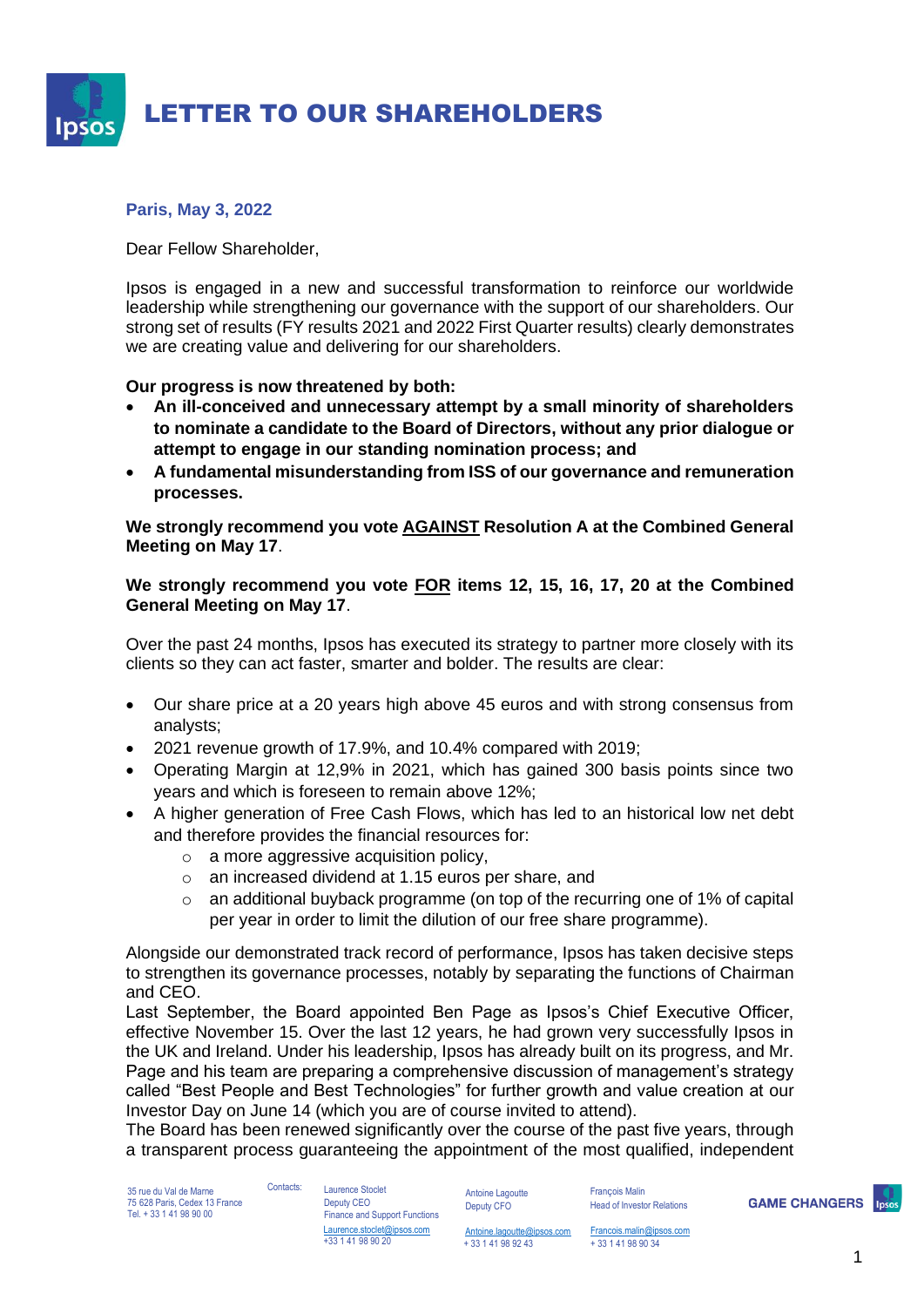# LETTER TO OUR SHAREHOLDERS

**Paris, May 3, 2022**

Dear Fellow Shareholder,

Ipsos is engaged in a new and successful transformation to reinforce our worldwide leadership while strengthening our governance with the support of our shareholders. Our strong set of results (FY results 2021 and 2022 First Quarter results) clearly demonstrates we are creating value and delivering for our shareholders.

**Our progress is now threatened by both:**

- **An ill-conceived and unnecessary attempt by a small minority of shareholders to nominate a candidate to the Board of Directors, without any prior dialogue or attempt to engage in our standing nomination process; and**
- **A fundamental misunderstanding from ISS of our governance and remuneration processes.**

**We strongly recommend you vote <u>AGAINST</u> Resolution A at the Combined General Meeting on May 17**.

**We strongly recommend you vote <u>FOR</u> items 12, 15, 16, 17, 20 at the Combined General Meeting on May 17**.

Over the past 24 months, Ipsos has executed its strategy to partner more closely with its clients so they can act faster, smarter and bolder. The results are clear:

- Our share price at a 20 years high above 45 euros and with strong consensus from analysts;
- 2021 revenue growth of 17.9%, and 10.4% compared with 2019;
- Operating Margin at 12,9% in 2021, which has gained 300 basis points since two years and which is foreseen to remain above 12%;
- A higher generation of Free Cash Flows, which has led to an historical low net debt and therefore provides the financial resources for:
  - a more aggressive acquisition policy,
  - an increased dividend at 1.15 euros per share, and
  - an additional buyback programme (on top of the recurring one of 1% of capital per year in order to limit the dilution of our free share programme).

Alongside our demonstrated track record of performance, Ipsos has taken decisive steps to strengthen its governance processes, notably by separating the functions of Chairman and CEO.

Last September, the Board appointed Ben Page as Ipsos's Chief Executive Officer, effective November 15. Over the last 12 years, he had grown very successfully Ipsos in the UK and Ireland. Under his leadership, Ipsos has already built on its progress, and Mr. Page and his team are preparing a comprehensive discussion of management's strategy called "Best People and Best Technologies" for further growth and value creation at our Investor Day on June 14 (which you are of course invited to attend).

The Board has been renewed significantly over the course of the past five years, through a transparent process guaranteeing the appointment of the most qualified, independent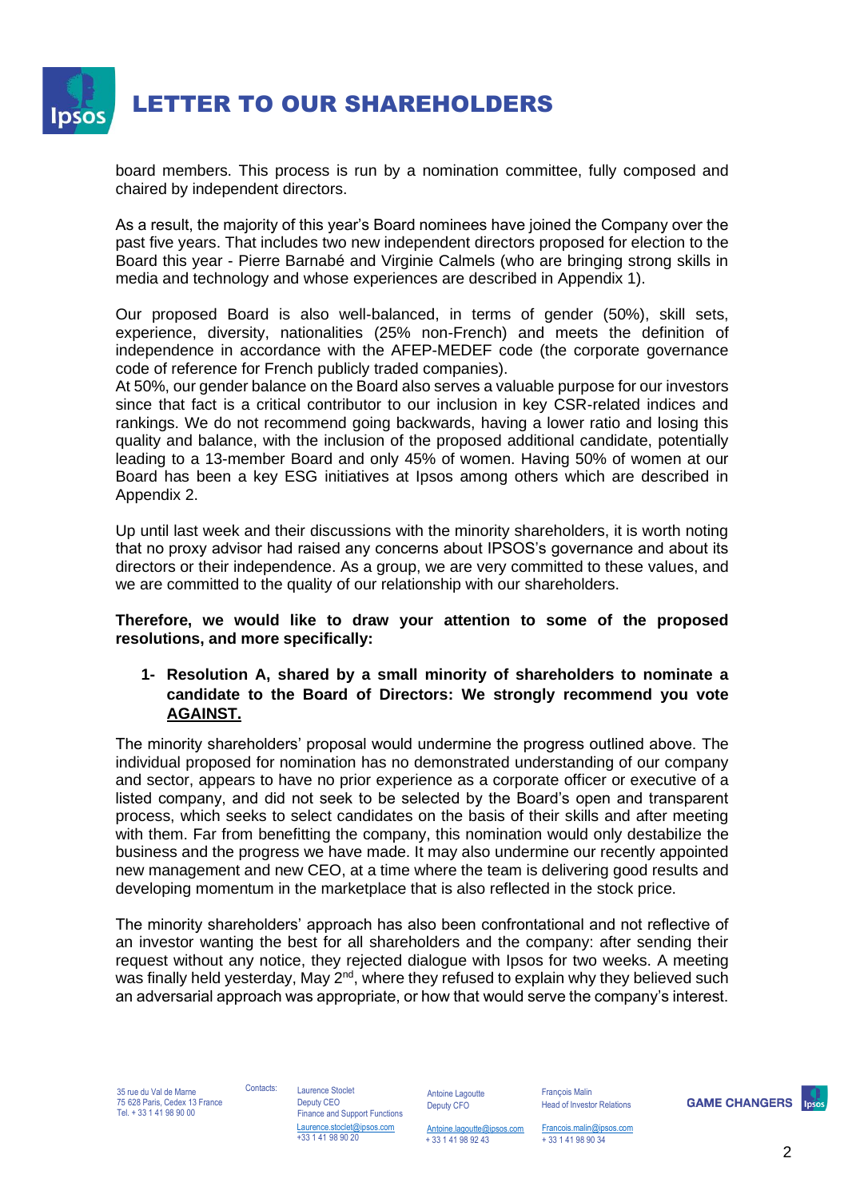board members. This process is run by a nomination committee, fully composed and chaired by independent directors.

As a result, the majority of this year's Board nominees have joined the Company over the past five years. That includes two new independent directors proposed for election to the Board this year - Pierre Barnabé and Virginie Calmels (who are bringing strong skills in media and technology and whose experiences are described in Appendix 1).

Our proposed Board is also well-balanced, in terms of gender (50%), skill sets, experience, diversity, nationalities (25% non-French) and meets the definition of independence in accordance with the AFEP-MEDEF code (the corporate governance code of reference for French publicly traded companies).
At 50%, our gender balance on the Board also serves a valuable purpose for our investors since that fact is a critical contributor to our inclusion in key CSR-related indices and rankings. We do not recommend going backwards, having a lower ratio and losing this quality and balance, with the inclusion of the proposed additional candidate, potentially leading to a 13-member Board and only 45% of women. Having 50% of women at our Board has been a key ESG initiatives at Ipsos among others which are described in Appendix 2.

Up until last week and their discussions with the minority shareholders, it is worth noting that no proxy advisor had raised any concerns about IPSOS's governance and about its directors or their independence. As a group, we are very committed to these values, and we are committed to the quality of our relationship with our shareholders.

**Therefore, we would like to draw your attention to some of the proposed resolutions, and more specifically:**

1. **Resolution A, shared by a small minority of shareholders to nominate a candidate to the Board of Directors: We strongly recommend you vote <u>AGAINST.</u>**

The minority shareholders' proposal would undermine the progress outlined above. The individual proposed for nomination has no demonstrated understanding of our company and sector, appears to have no prior experience as a corporate officer or executive of a listed company, and did not seek to be selected by the Board's open and transparent process, which seeks to select candidates on the basis of their skills and after meeting with them. Far from benefitting the company, this nomination would only destabilize the business and the progress we have made. It may also undermine our recently appointed new management and new CEO, at a time where the team is delivering good results and developing momentum in the marketplace that is also reflected in the stock price.

The minority shareholders' approach has also been confrontational and not reflective of an investor wanting the best for all shareholders and the company: after sending their request without any notice, they rejected dialogue with Ipsos for two weeks. A meeting was finally held yesterday, May 2nd, where they refused to explain why they believed such an adversarial approach was appropriate, or how that would serve the company's interest.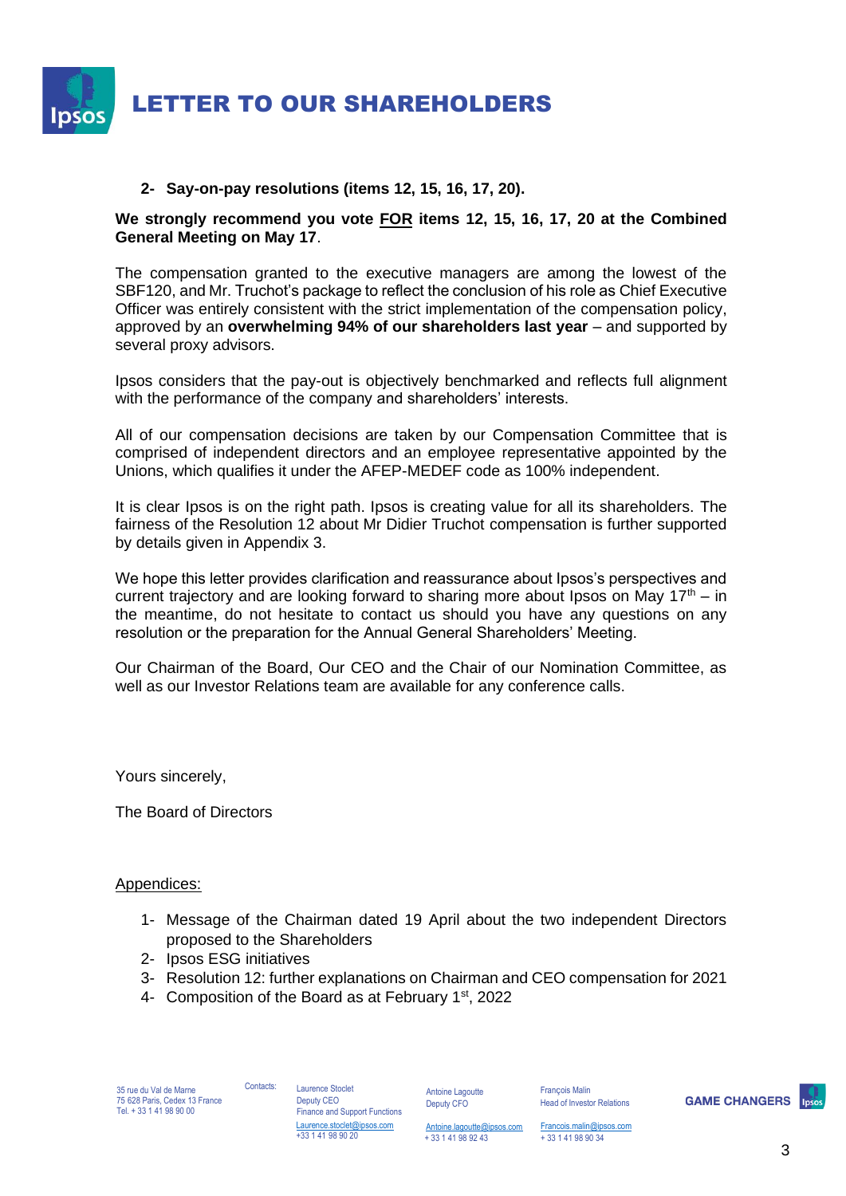2- **Say-on-pay resolutions (items 12, 15, 16, 17, 20).**

**We strongly recommend you vote FOR items 12, 15, 16, 17, 20 at the Combined General Meeting on May 17**.

The compensation granted to the executive managers are among the lowest of the SBF120, and Mr. Truchot's package to reflect the conclusion of his role as Chief Executive Officer was entirely consistent with the strict implementation of the compensation policy, approved by an **overwhelming 94% of our shareholders last year** – and supported by several proxy advisors.

Ipsos considers that the pay-out is objectively benchmarked and reflects full alignment with the performance of the company and shareholders' interests.

All of our compensation decisions are taken by our Compensation Committee that is comprised of independent directors and an employee representative appointed by the Unions, which qualifies it under the AFEP-MEDEF code as 100% independent.

It is clear Ipsos is on the right path. Ipsos is creating value for all its shareholders. The fairness of the Resolution 12 about Mr Didier Truchot compensation is further supported by details given in Appendix 3.

We hope this letter provides clarification and reassurance about Ipsos's perspectives and current trajectory and are looking forward to sharing more about Ipsos on May 17th – in the meantime, do not hesitate to contact us should you have any questions on any resolution or the preparation for the Annual General Shareholders' Meeting.

Our Chairman of the Board, Our CEO and the Chair of our Nomination Committee, as well as our Investor Relations team are available for any conference calls.

Yours sincerely,

The Board of Directors

Appendices:

1- Message of the Chairman dated 19 April about the two independent Directors proposed to the Shareholders
2- Ipsos ESG initiatives
3- Resolution 12: further explanations on Chairman and CEO compensation for 2021
4- Composition of the Board as at February 1st, 2022

35 rue du Val de Marne
75 628 Paris, Cedex 13 France
Tel. + 33 1 41 98 90 00

Contacts:

Laurence Stoclet
Deputy CEO
Finance and Support Functions
Laurence.stoclet@ipsos.com
+33 1 41 98 90 20

Antoine Lagoutte
Deputy CFO
Antoine.lagoutte@ipsos.com
+ 33 1 41 98 92 43

François Malin
Head of Investor Relations
Francois.malin@ipsos.com
+ 33 1 41 98 90 34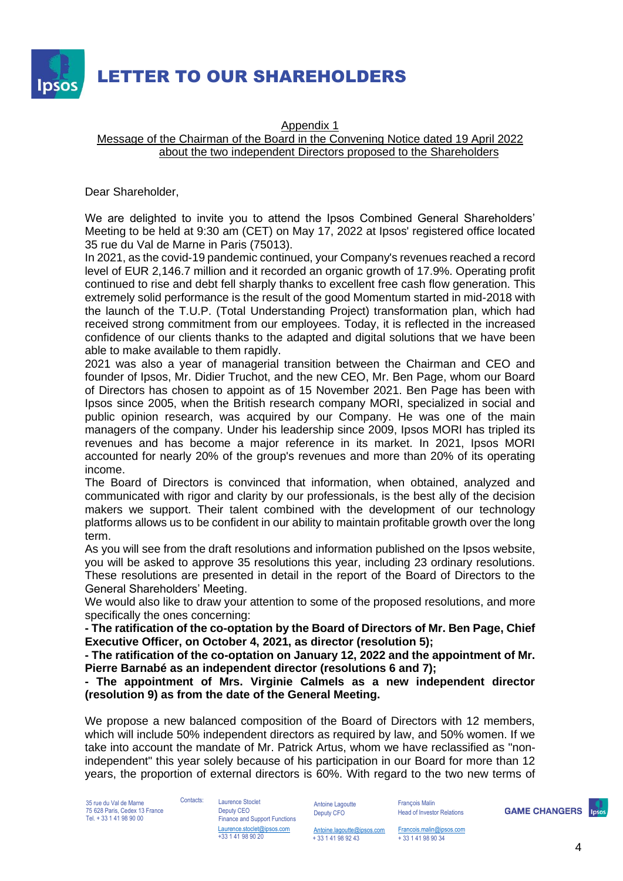# LETTER TO OUR SHAREHOLDERS

Appendix 1
Message of the Chairman of the Board in the Convening Notice dated 19 April 2022 about the two independent Directors proposed to the Shareholders

Dear Shareholder,

We are delighted to invite you to attend the Ipsos Combined General Shareholders' Meeting to be held at 9:30 am (CET) on May 17, 2022 at Ipsos' registered office located 35 rue du Val de Marne in Paris (75013).

In 2021, as the covid-19 pandemic continued, your Company's revenues reached a record level of EUR 2,146.7 million and it recorded an organic growth of 17.9%. Operating profit continued to rise and debt fell sharply thanks to excellent free cash flow generation. This extremely solid performance is the result of the good Momentum started in mid-2018 with the launch of the T.U.P. (Total Understanding Project) transformation plan, which had received strong commitment from our employees. Today, it is reflected in the increased confidence of our clients thanks to the adapted and digital solutions that we have been able to make available to them rapidly.

2021 was also a year of managerial transition between the Chairman and CEO and founder of Ipsos, Mr. Didier Truchot, and the new CEO, Mr. Ben Page, whom our Board of Directors has chosen to appoint as of 15 November 2021. Ben Page has been with Ipsos since 2005, when the British research company MORI, specialized in social and public opinion research, was acquired by our Company. He was one of the main managers of the company. Under his leadership since 2009, Ipsos MORI has tripled its revenues and has become a major reference in its market. In 2021, Ipsos MORI accounted for nearly 20% of the group's revenues and more than 20% of its operating income.

The Board of Directors is convinced that information, when obtained, analyzed and communicated with rigor and clarity by our professionals, is the best ally of the decision makers we support. Their talent combined with the development of our technology platforms allows us to be confident in our ability to maintain profitable growth over the long term.

As you will see from the draft resolutions and information published on the Ipsos website, you will be asked to approve 35 resolutions this year, including 23 ordinary resolutions. These resolutions are presented in detail in the report of the Board of Directors to the General Shareholders' Meeting.

We would also like to draw your attention to some of the proposed resolutions, and more specifically the ones concerning:

**- The ratification of the co-optation by the Board of Directors of Mr. Ben Page, Chief Executive Officer, on October 4, 2021, as director (resolution 5);**

**- The ratification of the co-optation on January 12, 2022 and the appointment of Mr. Pierre Barnabé as an independent director (resolutions 6 and 7);**

**- The appointment of Mrs. Virginie Calmels as a new independent director (resolution 9) as from the date of the General Meeting.**

We propose a new balanced composition of the Board of Directors with 12 members, which will include 50% independent directors as required by law, and 50% women. If we take into account the mandate of Mr. Patrick Artus, whom we have reclassified as "non-independent" this year solely because of his participation in our Board for more than 12 years, the proportion of external directors is 60%. With regard to the two new terms of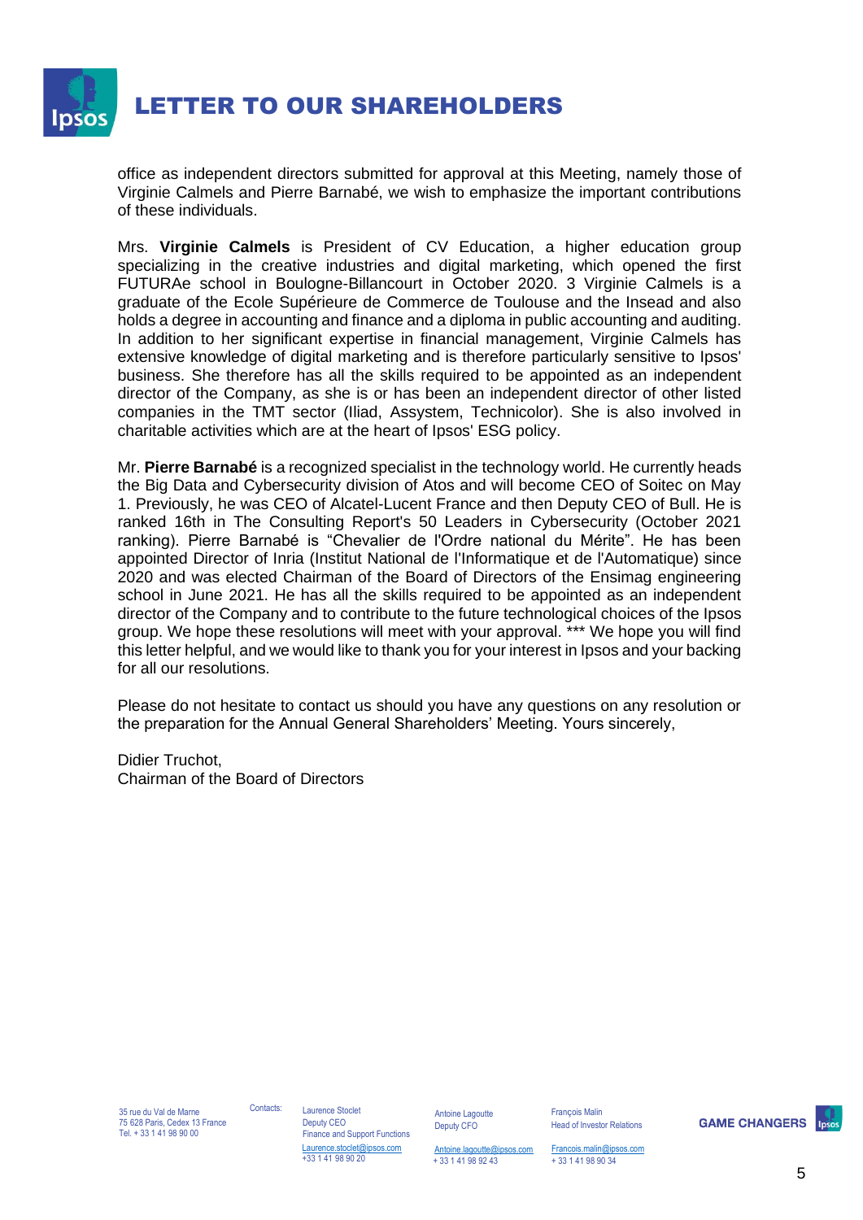office as independent directors submitted for approval at this Meeting, namely those of Virginie Calmels and Pierre Barnabé, we wish to emphasize the important contributions of these individuals.

Mrs. **Virginie Calmels** is President of CV Education, a higher education group specializing in the creative industries and digital marketing, which opened the first FUTURAe school in Boulogne-Billancourt in October 2020. 3 Virginie Calmels is a graduate of the Ecole Supérieure de Commerce de Toulouse and the Insead and also holds a degree in accounting and finance and a diploma in public accounting and auditing. In addition to her significant expertise in financial management, Virginie Calmels has extensive knowledge of digital marketing and is therefore particularly sensitive to Ipsos' business. She therefore has all the skills required to be appointed as an independent director of the Company, as she is or has been an independent director of other listed companies in the TMT sector (Iliad, Assystem, Technicolor). She is also involved in charitable activities which are at the heart of Ipsos' ESG policy.

Mr. **Pierre Barnabé** is a recognized specialist in the technology world. He currently heads the Big Data and Cybersecurity division of Atos and will become CEO of Soitec on May 1. Previously, he was CEO of Alcatel-Lucent France and then Deputy CEO of Bull. He is ranked 16th in The Consulting Report's 50 Leaders in Cybersecurity (October 2021 ranking). Pierre Barnabé is "Chevalier de l'Ordre national du Mérite". He has been appointed Director of Inria (Institut National de l'Informatique et de l'Automatique) since 2020 and was elected Chairman of the Board of Directors of the Ensimag engineering school in June 2021. He has all the skills required to be appointed as an independent director of the Company and to contribute to the future technological choices of the Ipsos group. We hope these resolutions will meet with your approval. *** We hope you will find this letter helpful, and we would like to thank you for your interest in Ipsos and your backing for all our resolutions.

Please do not hesitate to contact us should you have any questions on any resolution or the preparation for the Annual General Shareholders' Meeting. Yours sincerely,

Didier Truchot,
Chairman of the Board of Directors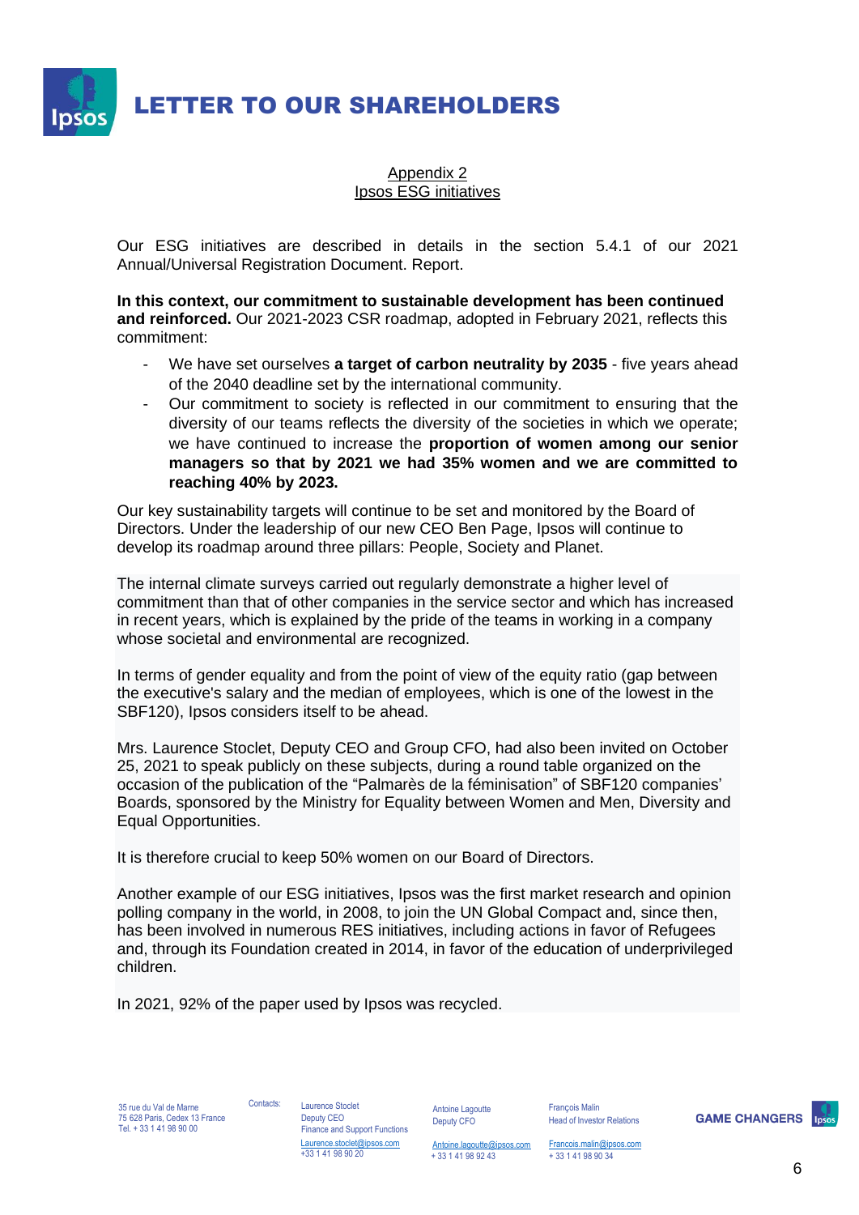## Appendix 2
## Ipsos ESG initiatives

Our ESG initiatives are described in details in the section 5.4.1 of our 2021 Annual/Universal Registration Document. Report.

**In this context, our commitment to sustainable development has been continued and reinforced.** Our 2021-2023 CSR roadmap, adopted in February 2021, reflects this commitment:

- We have set ourselves **a target of carbon neutrality by 2035** - five years ahead of the 2040 deadline set by the international community.
- Our commitment to society is reflected in our commitment to ensuring that the diversity of our teams reflects the diversity of the societies in which we operate; we have continued to increase the **proportion of women among our senior managers so that by 2021 we had 35% women and we are committed to reaching 40% by 2023.**

Our key sustainability targets will continue to be set and monitored by the Board of Directors. Under the leadership of our new CEO Ben Page, Ipsos will continue to develop its roadmap around three pillars: People, Society and Planet.

The internal climate surveys carried out regularly demonstrate a higher level of commitment than that of other companies in the service sector and which has increased in recent years, which is explained by the pride of the teams in working in a company whose societal and environmental are recognized.

In terms of gender equality and from the point of view of the equity ratio (gap between the executive's salary and the median of employees, which is one of the lowest in the SBF120), Ipsos considers itself to be ahead.

Mrs. Laurence Stoclet, Deputy CEO and Group CFO, had also been invited on October 25, 2021 to speak publicly on these subjects, during a round table organized on the occasion of the publication of the "Palmarès de la féminisation" of SBF120 companies' Boards, sponsored by the Ministry for Equality between Women and Men, Diversity and Equal Opportunities.

It is therefore crucial to keep 50% women on our Board of Directors.

Another example of our ESG initiatives, Ipsos was the first market research and opinion polling company in the world, in 2008, to join the UN Global Compact and, since then, has been involved in numerous RES initiatives, including actions in favor of Refugees and, through its Foundation created in 2014, in favor of the education of underprivileged children.

In 2021, 92% of the paper used by Ipsos was recycled.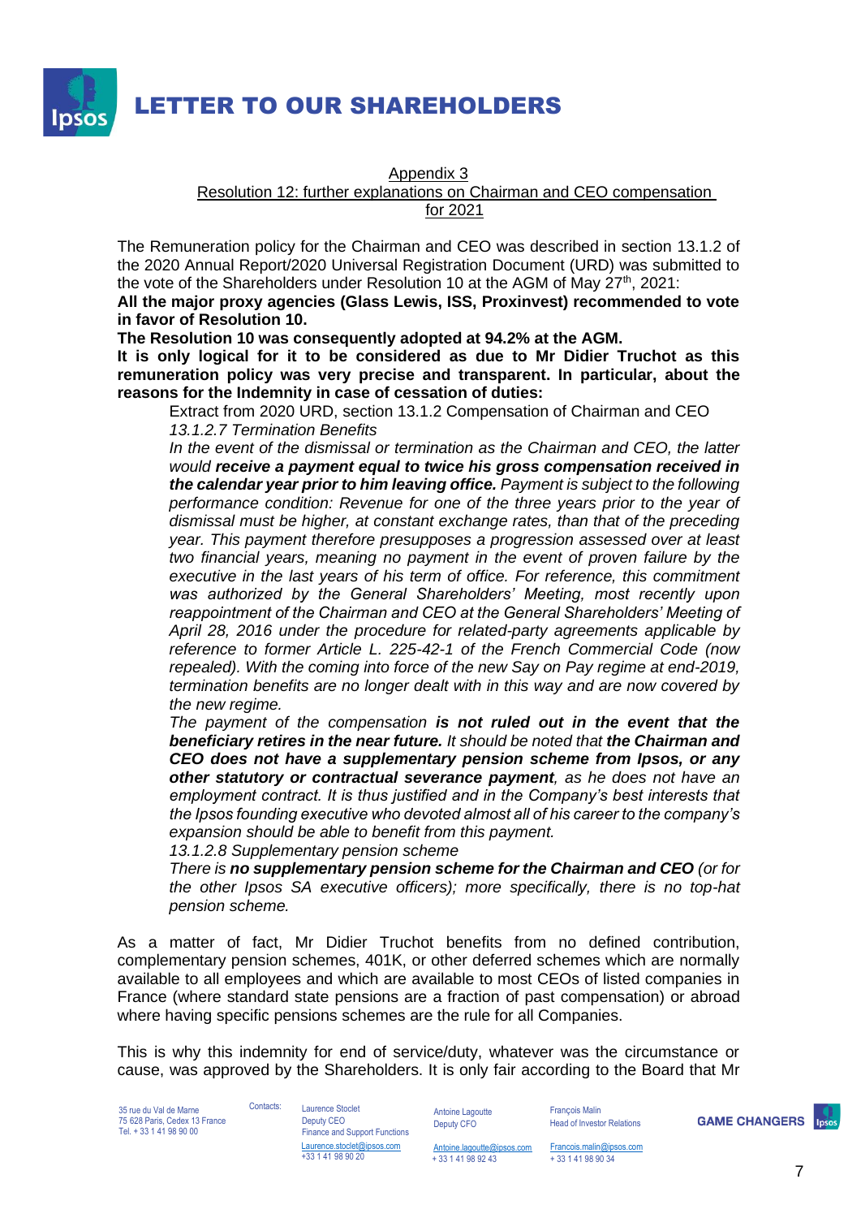# LETTER TO OUR SHAREHOLDERS

Appendix 3

Resolution 12: further explanations on Chairman and CEO compensation for 2021

The Remuneration policy for the Chairman and CEO was described in section 13.1.2 of the 2020 Annual Report/2020 Universal Registration Document (URD) was submitted to the vote of the Shareholders under Resolution 10 at the AGM of May 27th, 2021:

**All the major proxy agencies (Glass Lewis, ISS, Proxinvest) recommended to vote in favor of Resolution 10.**

**The Resolution 10 was consequently adopted at 94.2% at the AGM.**

**It is only logical for it to be considered as due to Mr Didier Truchot as this remuneration policy was very precise and transparent. In particular, about the reasons for the Indemnity in case of cessation of duties:**

> Extract from 2020 URD, section 13.1.2 Compensation of Chairman and CEO
>
> *13.1.2.7 Termination Benefits*
>
> *In the event of the dismissal or termination as the Chairman and CEO, the latter would* ***receive a payment equal to twice his gross compensation received in the calendar year prior to him leaving office.*** *Payment is subject to the following performance condition: Revenue for one of the three years prior to the year of dismissal must be higher, at constant exchange rates, than that of the preceding year. This payment therefore presupposes a progression assessed over at least two financial years, meaning no payment in the event of proven failure by the executive in the last years of his term of office. For reference, this commitment was authorized by the General Shareholders' Meeting, most recently upon reappointment of the Chairman and CEO at the General Shareholders' Meeting of April 28, 2016 under the procedure for related-party agreements applicable by reference to former Article L. 225-42-1 of the French Commercial Code (now repealed). With the coming into force of the new Say on Pay regime at end-2019, termination benefits are no longer dealt with in this way and are now covered by the new regime.*
>
> *The payment of the compensation* ***is not ruled out in the event that the beneficiary retires in the near future.*** *It should be noted that* ***the Chairman and CEO does not have a supplementary pension scheme from Ipsos, or any other statutory or contractual severance payment****, as he does not have an employment contract. It is thus justified and in the Company's best interests that the Ipsos founding executive who devoted almost all of his career to the company's expansion should be able to benefit from this payment.*
>
> *13.1.2.8 Supplementary pension scheme*
>
> *There is* ***no supplementary pension scheme for the Chairman and CEO*** *(or for the other Ipsos SA executive officers); more specifically, there is no top-hat pension scheme.*

As a matter of fact, Mr Didier Truchot benefits from no defined contribution, complementary pension schemes, 401K, or other deferred schemes which are normally available to all employees and which are available to most CEOs of listed companies in France (where standard state pensions are a fraction of past compensation) or abroad where having specific pensions schemes are the rule for all Companies.

This is why this indemnity for end of service/duty, whatever was the circumstance or cause, was approved by the Shareholders. It is only fair according to the Board that Mr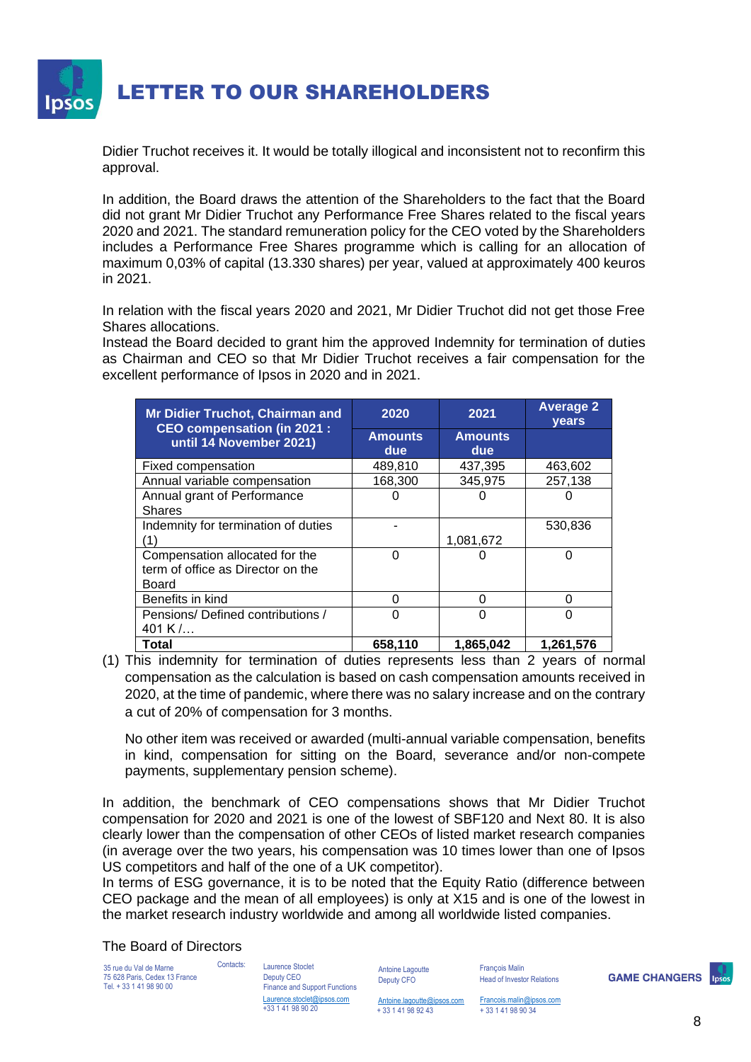# LETTER TO OUR SHAREHOLDERS

Didier Truchot receives it. It would be totally illogical and inconsistent not to reconfirm this approval.

In addition, the Board draws the attention of the Shareholders to the fact that the Board did not grant Mr Didier Truchot any Performance Free Shares related to the fiscal years 2020 and 2021. The standard remuneration policy for the CEO voted by the Shareholders includes a Performance Free Shares programme which is calling for an allocation of maximum 0,03% of capital (13.330 shares) per year, valued at approximately 400 keuros in 2021.

In relation with the fiscal years 2020 and 2021, Mr Didier Truchot did not get those Free Shares allocations.
Instead the Board decided to grant him the approved Indemnity for termination of duties as Chairman and CEO so that Mr Didier Truchot receives a fair compensation for the excellent performance of Ipsos in 2020 and in 2021.

| Mr Didier Truchot, Chairman and CEO compensation (in 2021 : until 14 November 2021) | 2020 | 2021 | Average 2 years |
|---|---|---|---|
| | Amounts due | Amounts due | |
| Fixed compensation | 489,810 | 437,395 | 463,602 |
| Annual variable compensation | 168,300 | 345,975 | 257,138 |
| Annual grant of Performance Shares | 0 | 0 | 0 |
| Indemnity for termination of duties (1) | - | 1,081,672 | 530,836 |
| Compensation allocated for the term of office as Director on the Board | 0 | 0 | 0 |
| Benefits in kind | 0 | 0 | 0 |
| Pensions/ Defined contributions / 401 K /… | 0 | 0 | 0 |
| **Total** | **658,110** | **1,865,042** | **1,261,576** |

(1) This indemnity for termination of duties represents less than 2 years of normal compensation as the calculation is based on cash compensation amounts received in 2020, at the time of pandemic, where there was no salary increase and on the contrary a cut of 20% of compensation for 3 months.

No other item was received or awarded (multi-annual variable compensation, benefits in kind, compensation for sitting on the Board, severance and/or non-compete payments, supplementary pension scheme).

In addition, the benchmark of CEO compensations shows that Mr Didier Truchot compensation for 2020 and 2021 is one of the lowest of SBF120 and Next 80. It is also clearly lower than the compensation of other CEOs of listed market research companies (in average over the two years, his compensation was 10 times lower than one of Ipsos US competitors and half of the one of a UK competitor).
In terms of ESG governance, it is to be noted that the Equity Ratio (difference between CEO package and the mean of all employees) is only at X15 and is one of the lowest in the market research industry worldwide and among all worldwide listed companies.

The Board of Directors

35 rue du Val de Marne
75 628 Paris, Cedex 13 France
Tel. + 33 1 41 98 90 00

Contacts:

Laurence Stoclet
Deputy CEO
Finance and Support Functions
Laurence.stoclet@ipsos.com
+33 1 41 98 90 20

Antoine Lagoutte
Deputy CFO
Antoine.lagoutte@ipsos.com
+ 33 1 41 98 92 43

François Malin
Head of Investor Relations
Francois.malin@ipsos.com
+ 33 1 41 98 90 34

GAME CHANGERS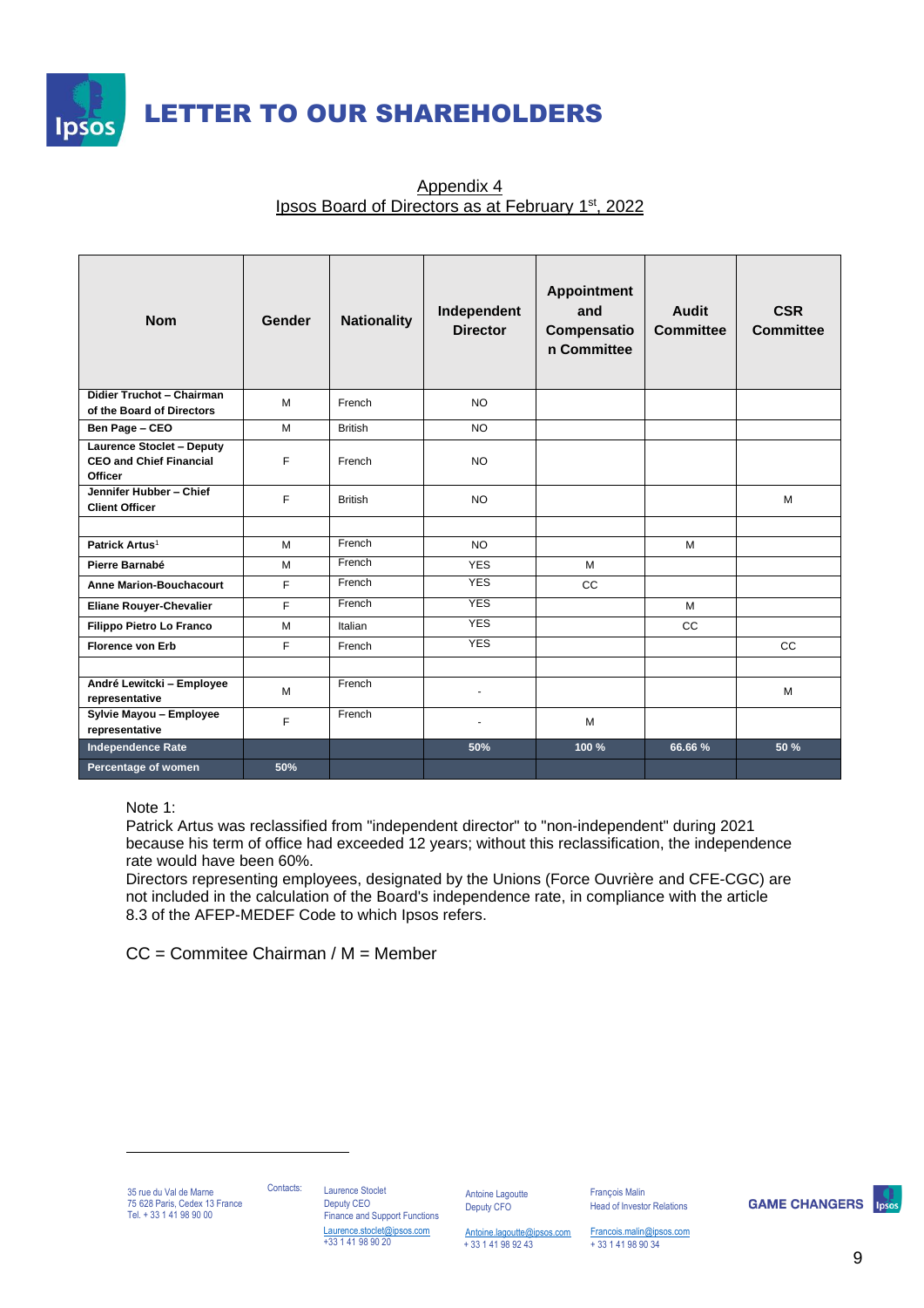# LETTER TO OUR SHAREHOLDERS

Appendix 4
Ipsos Board of Directors as at February 1st, 2022

| Nom | Gender | Nationality | Independent Director | Appointment and Compensation Committee | Audit Committee | CSR Committee |
|---|---|---|---|---|---|---|
| **Didier Truchot – Chairman of the Board of Directors** | M | French | NO | | | |
| **Ben Page – CEO** | M | British | NO | | | |
| **Laurence Stoclet – Deputy CEO and Chief Financial Officer** | F | French | NO | | | |
| **Jennifer Hubber – Chief Client Officer** | F | British | NO | | | M |
| | | | | | | |
| **Patrick Artus**[1] | M | French | NO | | M | |
| **Pierre Barnabé** | M | French | YES | M | | |
| **Anne Marion-Bouchacourt** | F | French | YES | CC | | |
| **Eliane Rouyer-Chevalier** | F | French | YES | | M | |
| **Filippo Pietro Lo Franco** | M | Italian | YES | | CC | |
| **Florence von Erb** | F | French | YES | | | CC |
| | | | | | | |
| **André Lewitcki – Employee representative** | M | French | - | | | M |
| **Sylvie Mayou – Employee representative** | F | French | - | M | | |
| **Independence Rate** | | | 50% | 100 % | 66.66 % | 50 % |
| **Percentage of women** | 50% | | | | | |

Note 1:
Patrick Artus was reclassified from "independent director" to "non-independent" during 2021 because his term of office had exceeded 12 years; without this reclassification, the independence rate would have been 60%.
Directors representing employees, designated by the Unions (Force Ouvrière and CFE-CGC) are not included in the calculation of the Board's independence rate, in compliance with the article 8.3 of the AFEP-MEDEF Code to which Ipsos refers.

CC = Commitee Chairman / M = Member

35 rue du Val de Marne
75 628 Paris, Cedex 13 France
Tel. + 33 1 41 98 90 00

Contacts:

Laurence Stoclet
Deputy CEO
Finance and Support Functions
Laurence.stoclet@ipsos.com
+33 1 41 98 90 20

Antoine Lagoutte
Deputy CFO
Antoine.lagoutte@ipsos.com
+ 33 1 41 98 92 43

François Malin
Head of Investor Relations
Francois.malin@ipsos.com
+ 33 1 41 98 90 34

GAME CHANGERS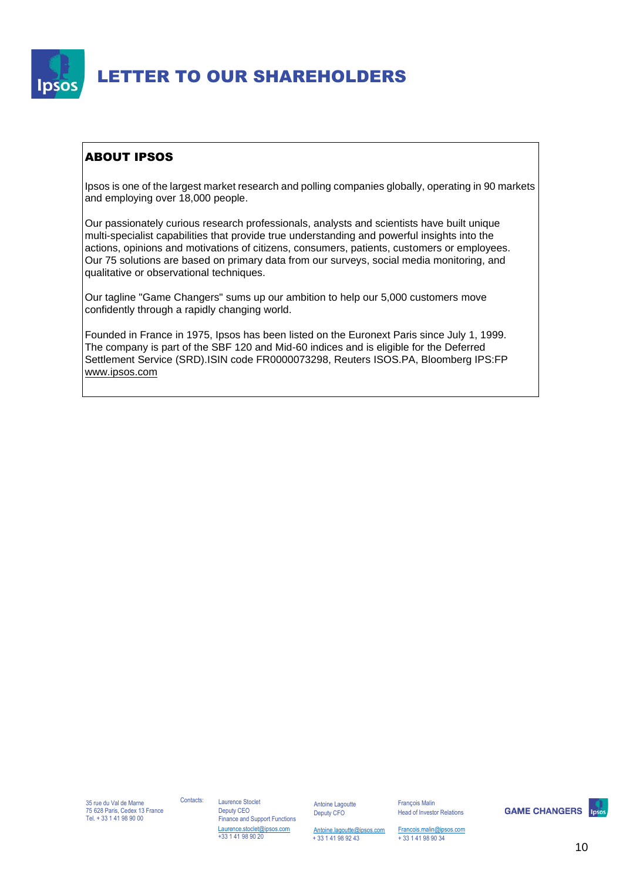# LETTER TO OUR SHAREHOLDERS

## ABOUT IPSOS

Ipsos is one of the largest market research and polling companies globally, operating in 90 markets and employing over 18,000 people.

Our passionately curious research professionals, analysts and scientists have built unique multi-specialist capabilities that provide true understanding and powerful insights into the actions, opinions and motivations of citizens, consumers, patients, customers or employees. Our 75 solutions are based on primary data from our surveys, social media monitoring, and qualitative or observational techniques.

Our tagline "Game Changers" sums up our ambition to help our 5,000 customers move confidently through a rapidly changing world.

Founded in France in 1975, Ipsos has been listed on the Euronext Paris since July 1, 1999. The company is part of the SBF 120 and Mid-60 indices and is eligible for the Deferred Settlement Service (SRD).ISIN code FR0000073298, Reuters ISOS.PA, Bloomberg IPS:FP
www.ipsos.com

35 rue du Val de Marne
75 628 Paris, Cedex 13 France
Tel. + 33 1 41 98 90 00

Contacts:

Laurence Stoclet
Deputy CEO
Finance and Support Functions
Laurence.stoclet@ipsos.com
+33 1 41 98 90 20

Antoine Lagoutte
Deputy CFO
Antoine.lagoutte@ipsos.com
+ 33 1 41 98 92 43

François Malin
Head of Investor Relations
Francois.malin@ipsos.com
+ 33 1 41 98 90 34

GAME CHANGERS